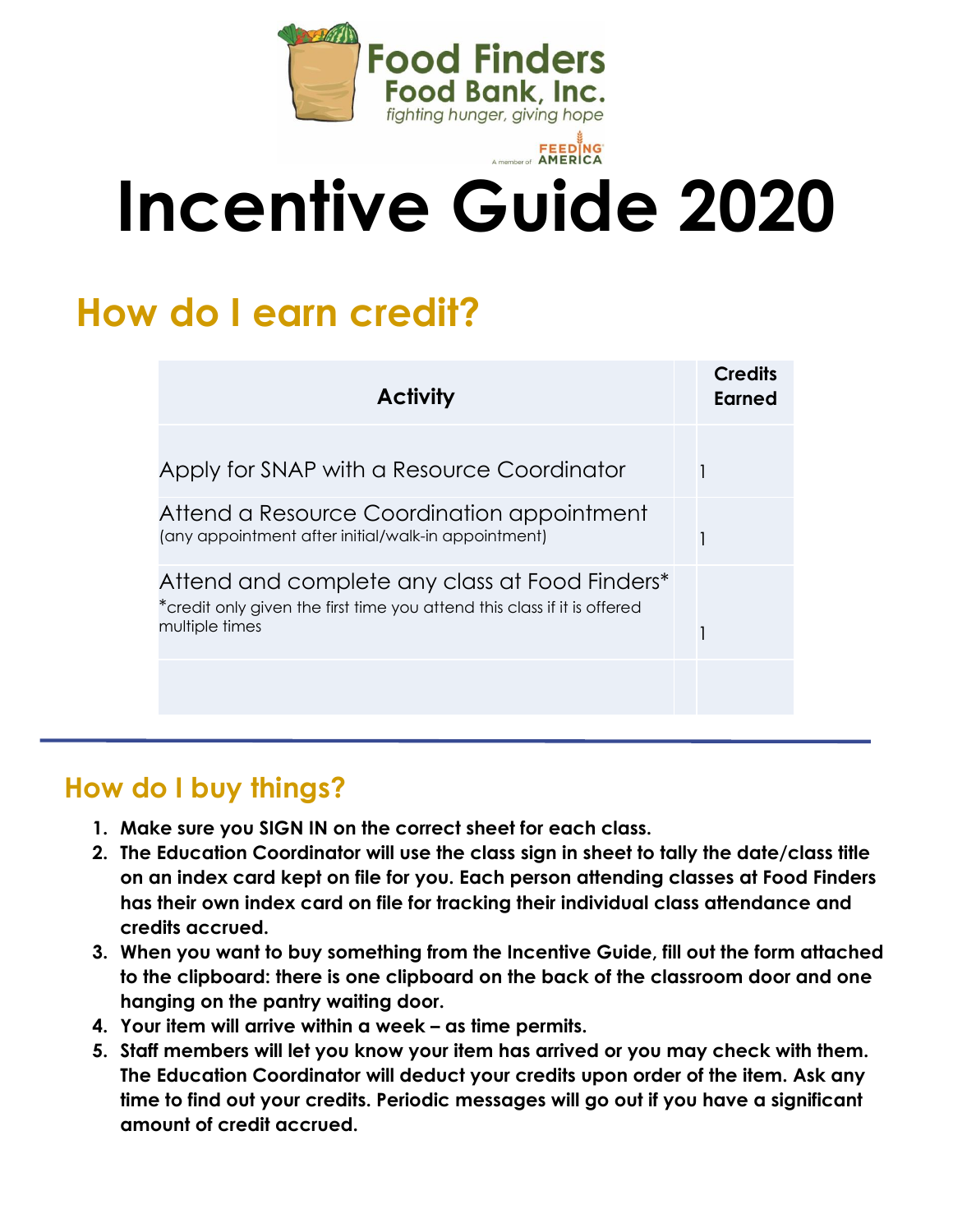Food Finders Food Bank, Inc.
fighting hunger, giving hope

A member of FEEDING AMERICA

# Incentive Guide 2020

## How do I earn credit?

| Activity | Credits Earned |
|---|---|
| Apply for SNAP with a Resource Coordinator | 1 |
| Attend a Resource Coordination appointment (any appointment after initial/walk-in appointment) | 1 |
| Attend and complete any class at Food Finders* *credit only given the first time you attend this class if it is offered multiple times | 1 |
| | |

## How do I buy things?

1. **Make sure you SIGN IN on the correct sheet for each class.**
2. **The Education Coordinator will use the class sign in sheet to tally the date/class title on an index card kept on file for you. Each person attending classes at Food Finders has their own index card on file for tracking their individual class attendance and credits accrued.**
3. **When you want to buy something from the Incentive Guide, fill out the form attached to the clipboard: there is one clipboard on the back of the classroom door and one hanging on the pantry waiting door.**
4. **Your item will arrive within a week – as time permits.**
5. **Staff members will let you know your item has arrived or you may check with them. The Education Coordinator will deduct your credits upon order of the item. Ask any time to find out your credits. Periodic messages will go out if you have a significant amount of credit accrued.**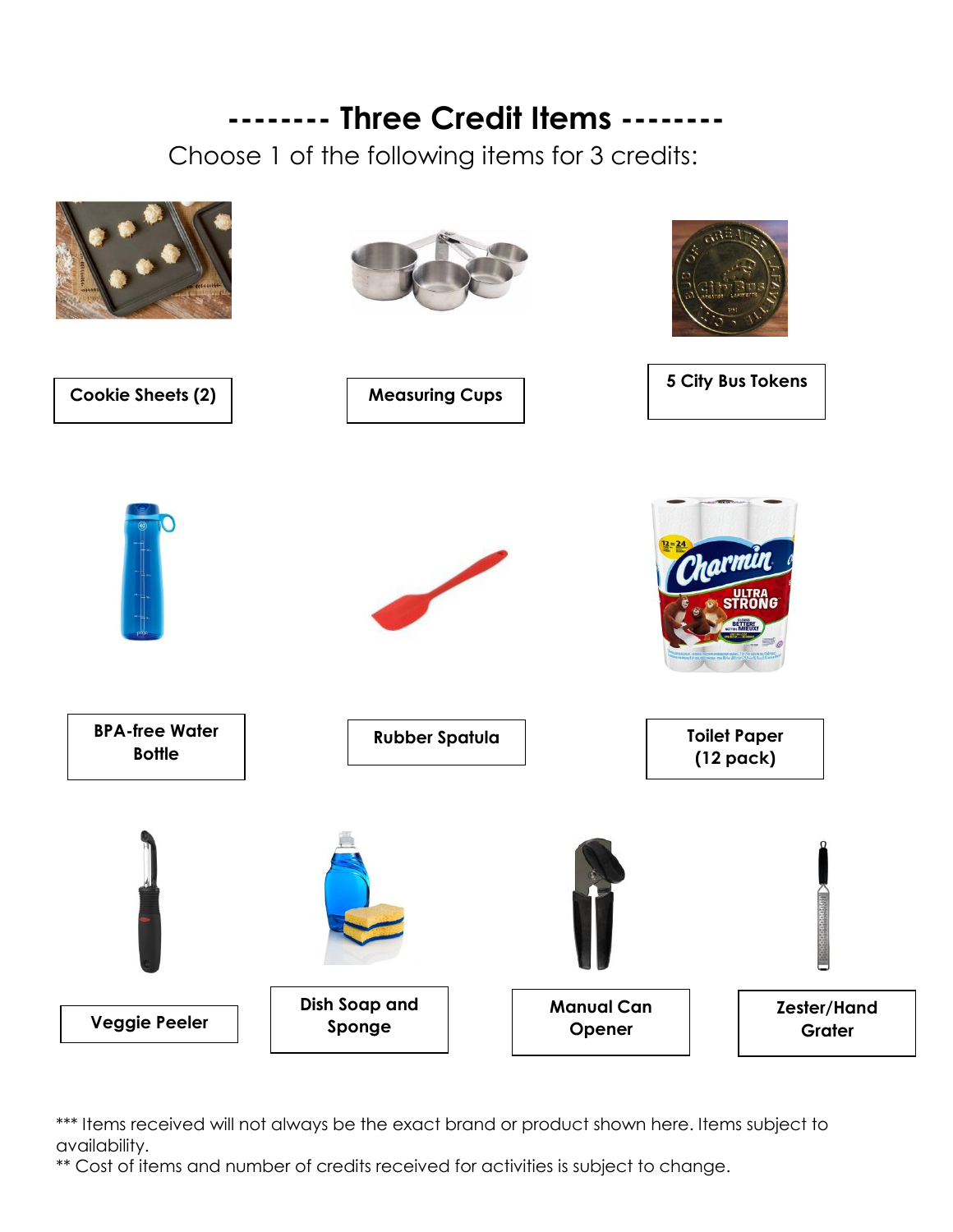# -------- Three Credit Items --------

Choose 1 of the following items for 3 credits:

- Cookie Sheets (2)
- Measuring Cups
- 5 City Bus Tokens
- BPA-free Water Bottle
- Rubber Spatula
- Toilet Paper (12 pack)
- Veggie Peeler
- Dish Soap and Sponge
- Manual Can Opener
- Zester/Hand Grater

*** Items received will not always be the exact brand or product shown here. Items subject to availability.

** Cost of items and number of credits received for activities is subject to change.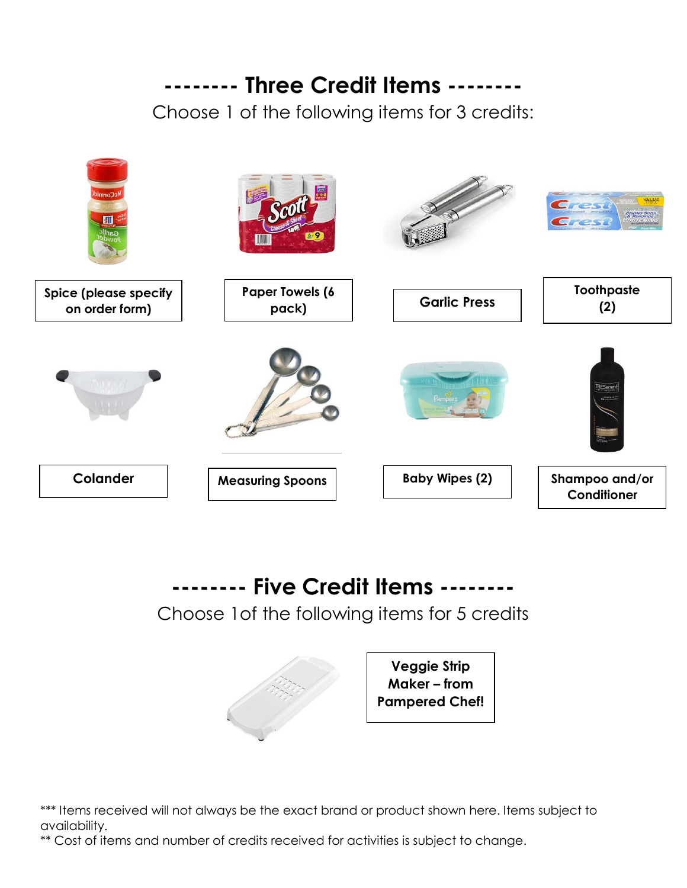## -------- Three Credit Items --------

Choose 1 of the following items for 3 credits:

- **Spice (please specify on order form)**
- **Paper Towels (6 pack)**
- **Garlic Press**
- **Toothpaste (2)**
- **Colander**
- **Measuring Spoons**
- **Baby Wipes (2)**
- **Shampoo and/or Conditioner**

## -------- Five Credit Items --------

Choose 1of the following items for 5 credits

- **Veggie Strip Maker – from Pampered Chef!**

*** Items received will not always be the exact brand or product shown here. Items subject to availability.

** Cost of items and number of credits received for activities is subject to change.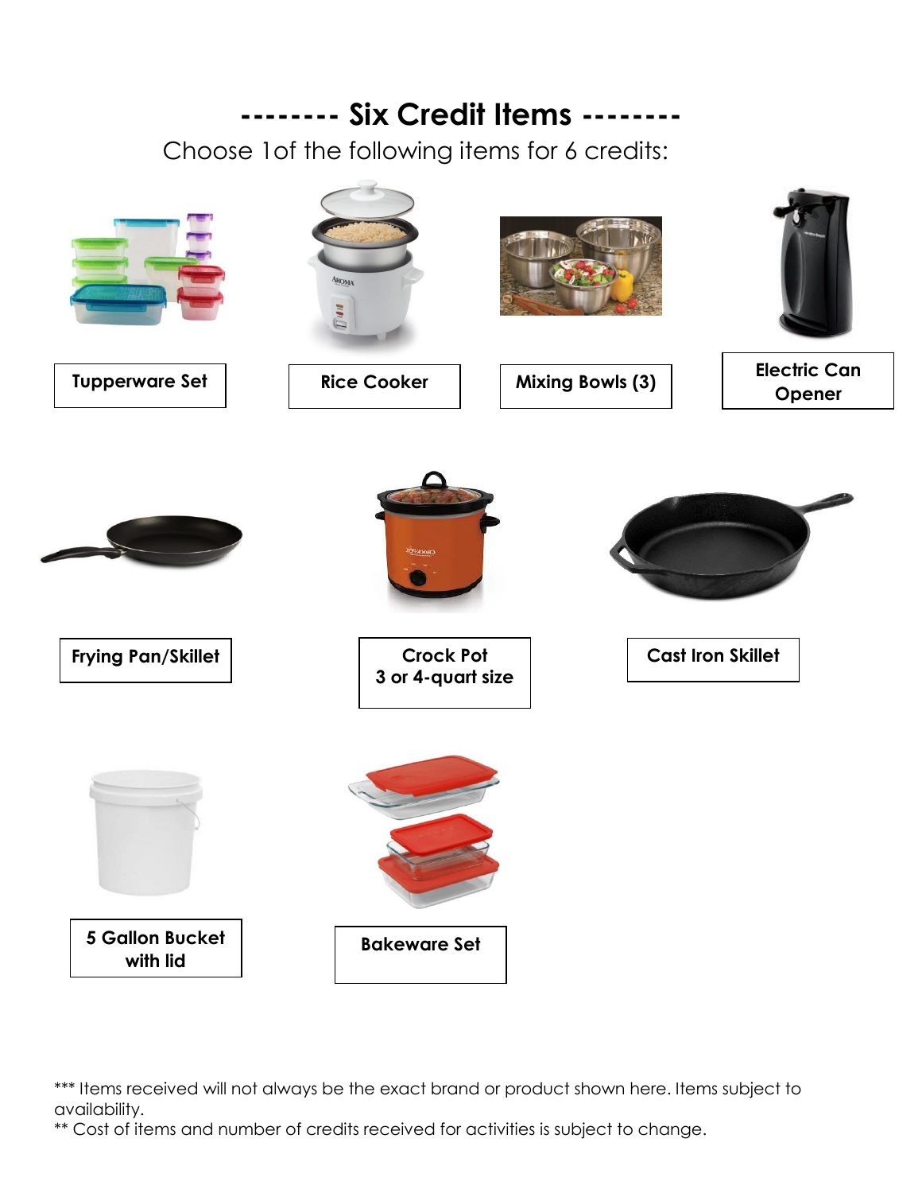# -------- Six Credit Items --------

Choose 1of the following items for 6 credits:

- **Tupperware Set**
- **Rice Cooker**
- **Mixing Bowls (3)**
- **Electric Can Opener**
- **Frying Pan/Skillet**
- **Crock Pot 3 or 4-quart size**
- **Cast Iron Skillet**
- **5 Gallon Bucket with lid**
- **Bakeware Set**

*** Items received will not always be the exact brand or product shown here. Items subject to availability.

** Cost of items and number of credits received for activities is subject to change.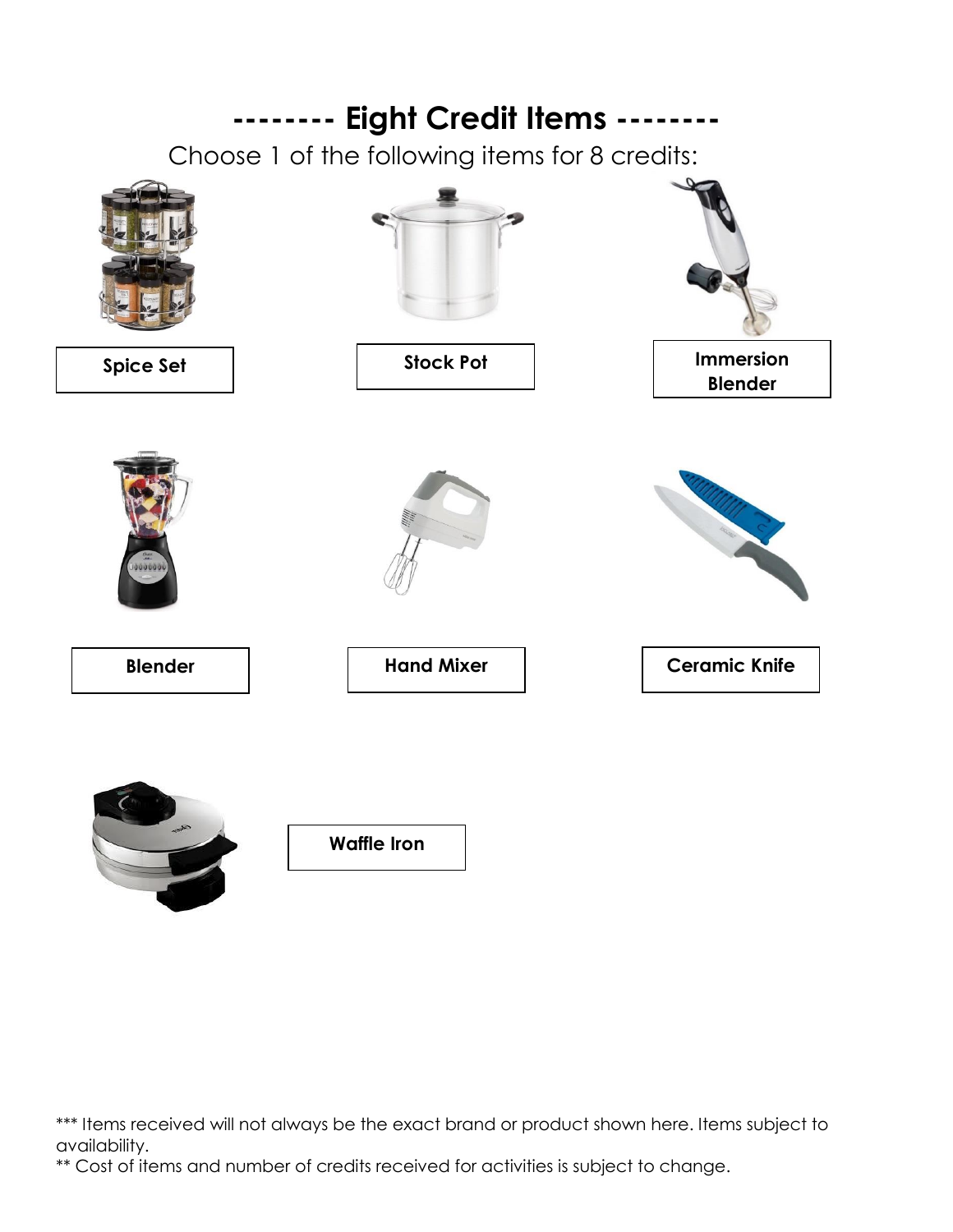# -------- Eight Credit Items --------

Choose 1 of the following items for 8 credits:

**Spice Set**

**Stock Pot**

**Immersion Blender**

**Blender**

**Hand Mixer**

**Ceramic Knife**

**Waffle Iron**

*** Items received will not always be the exact brand or product shown here. Items subject to availability.

** Cost of items and number of credits received for activities is subject to change.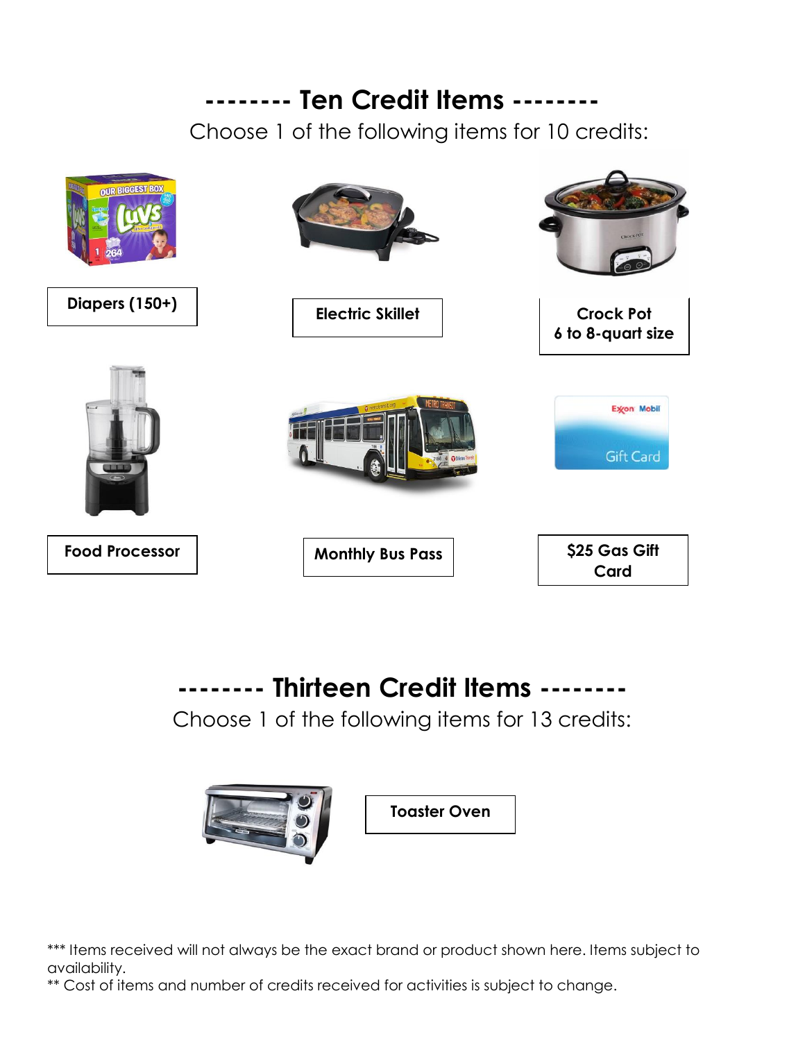## -------- Ten Credit Items --------

Choose 1 of the following items for 10 credits:

- Diapers (150+)
- Electric Skillet
- Crock Pot 6 to 8-quart size
- Food Processor
- Monthly Bus Pass
- $25 Gas Gift Card

## -------- Thirteen Credit Items --------

Choose 1 of the following items for 13 credits:

- Toaster Oven

*** Items received will not always be the exact brand or product shown here. Items subject to availability.

** Cost of items and number of credits received for activities is subject to change.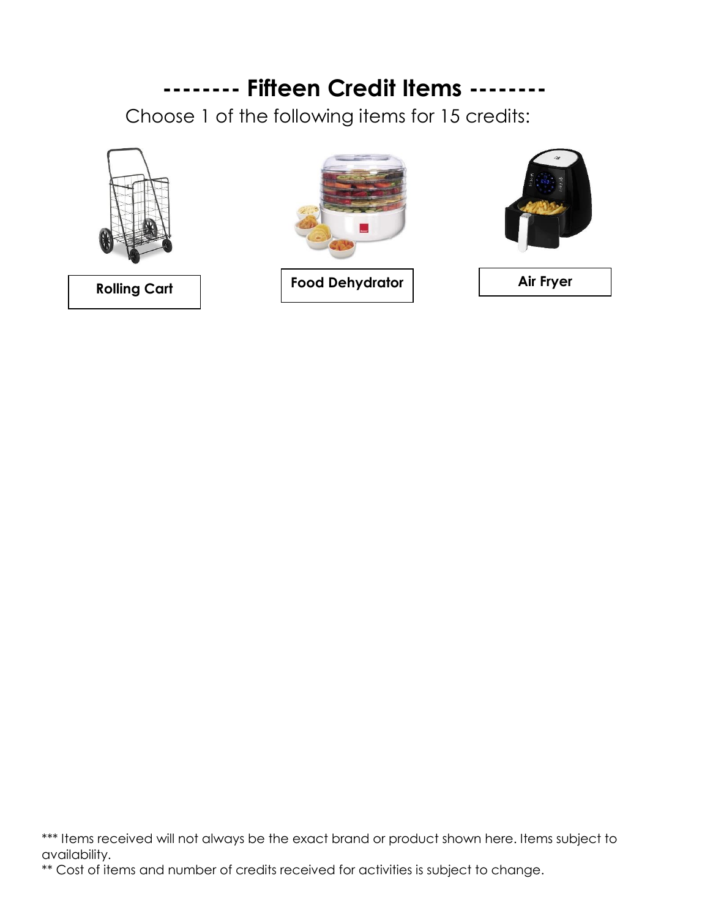# -------- Fifteen Credit Items --------

Choose 1 of the following items for 15 credits:

**Rolling Cart**

**Food Dehydrator**

**Air Fryer**

*** Items received will not always be the exact brand or product shown here. Items subject to availability.

** Cost of items and number of credits received for activities is subject to change.